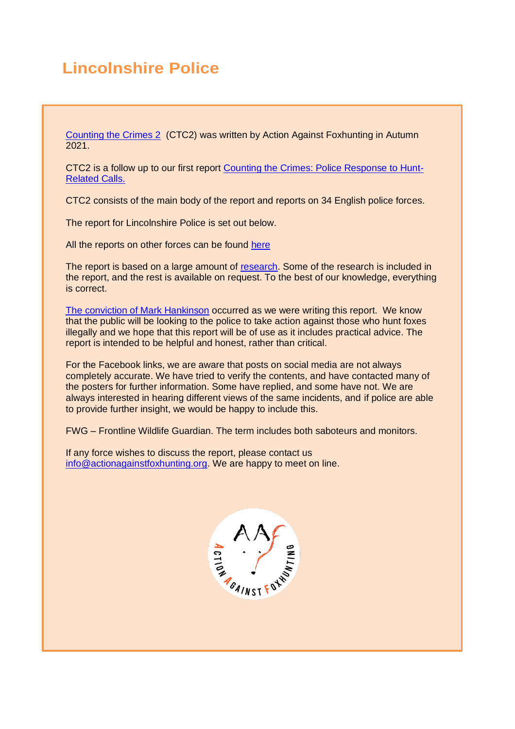# Lincolnshire Police

Counting the Crimes 2 (CTC2) was written by Action Against Foxhunting in Autumn 2021.

CTC2 is a follow up to our first report Counting the Crimes: Police Response to Hunt-Related Calls.

CTC2 consists of the main body of the report and reports on 34 English police forces.

The report for Lincolnshire Police is set out below.

All the reports on other forces can be found here

The report is based on a large amount of research. Some of the research is included in the report, and the rest is available on request. To the best of our knowledge, everything is correct.

The conviction of Mark Hankinson occurred as we were writing this report. We know that the public will be looking to the police to take action against those who hunt foxes illegally and we hope that this report will be of use as it includes practical advice. The report is intended to be helpful and honest, rather than critical.

For the Facebook links, we are aware that posts on social media are not always completely accurate. We have tried to verify the contents, and have contacted many of the posters for further information. Some have replied, and some have not. We are always interested in hearing different views of the same incidents, and if police are able to provide further insight, we would be happy to include this.

FWG – Frontline Wildlife Guardian. The term includes both saboteurs and monitors.

If any force wishes to discuss the report, please contact us info@actionagainstfoxhunting.org. We are happy to meet on line.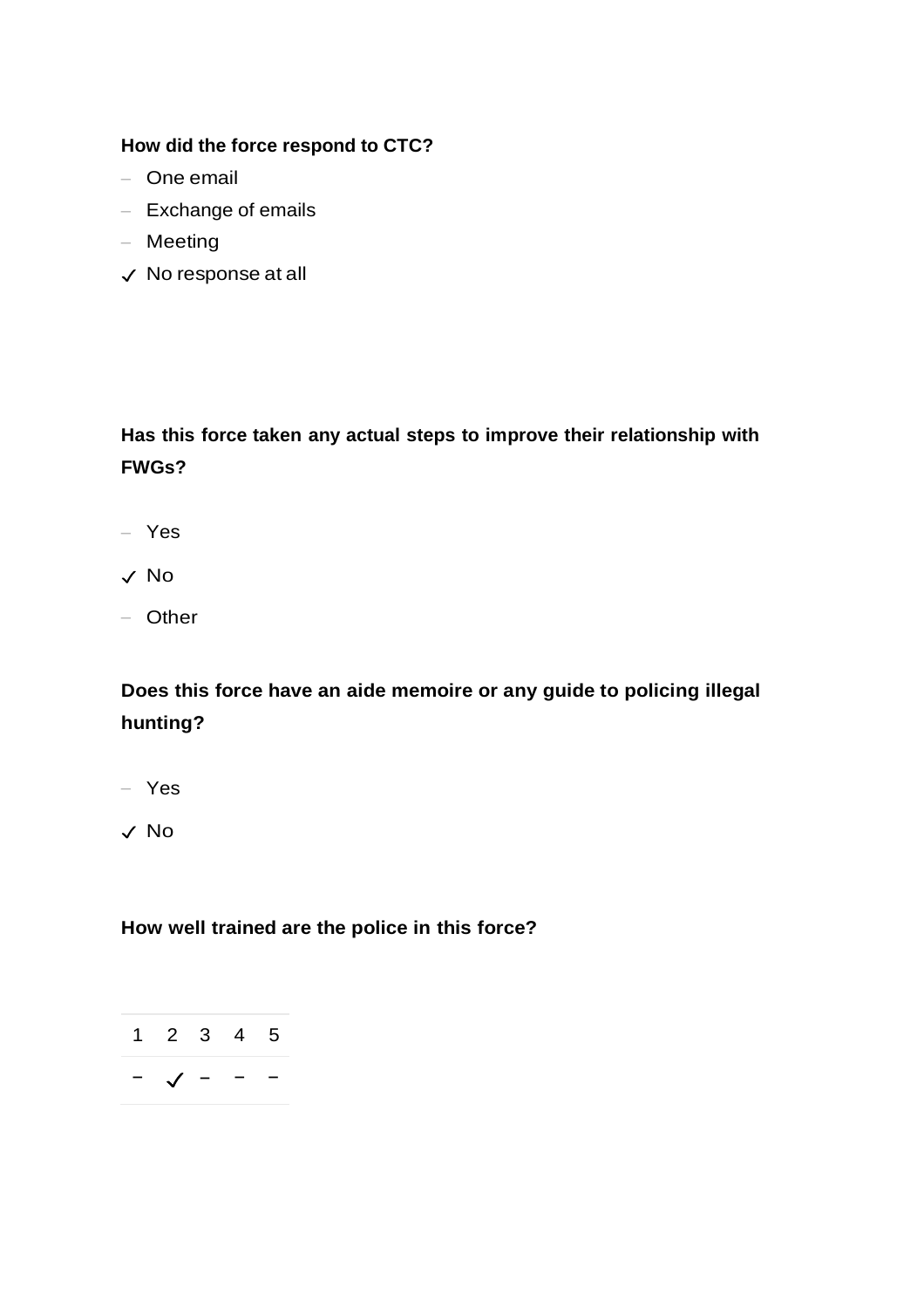**How did the force respond to CTC?**

- – One email
- – Exchange of emails
- – Meeting
- ✓ No response at all

**Has this force taken any actual steps to improve their relationship with FWGs?**

- – Yes
- ✓ No
- – Other

**Does this force have an aide memoire or any guide to policing illegal hunting?**

- – Yes
- ✓ No

**How well trained are the police in this force?**

| 1 | 2 | 3 | 4 | 5 |
|---|---|---|---|---|
| – | ✓ | – | – | – |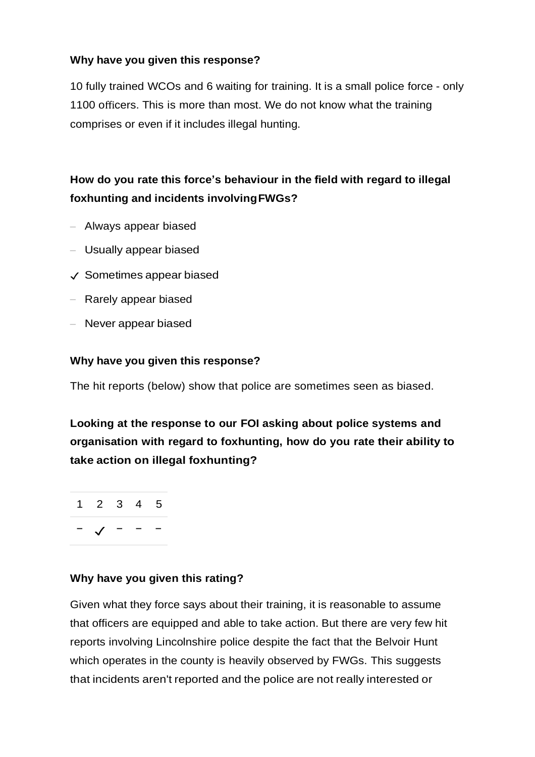**Why have you given this response?**

10 fully trained WCOs and 6 waiting for training. It is a small police force - only 1100 officers. This is more than most. We do not know what the training comprises or even if it includes illegal hunting.

**How do you rate this force's behaviour in the field with regard to illegal foxhunting and incidents involvingFWGs?**

- Always appear biased
- Usually appear biased
- ✓ Sometimes appear biased
- Rarely appear biased
- Never appear biased

**Why have you given this response?**

The hit reports (below) show that police are sometimes seen as biased.

**Looking at the response to our FOI asking about police systems and organisation with regard to foxhunting, how do you rate their ability to take action on illegal foxhunting?**

| 1 | 2 | 3 | 4 | 5 |
| --- | --- | --- | --- | --- |
| – | ✓ | – | – | – |

**Why have you given this rating?**

Given what they force says about their training, it is reasonable to assume that officers are equipped and able to take action. But there are very few hit reports involving Lincolnshire police despite the fact that the Belvoir Hunt which operates in the county is heavily observed by FWGs. This suggests that incidents aren't reported and the police are not really interested or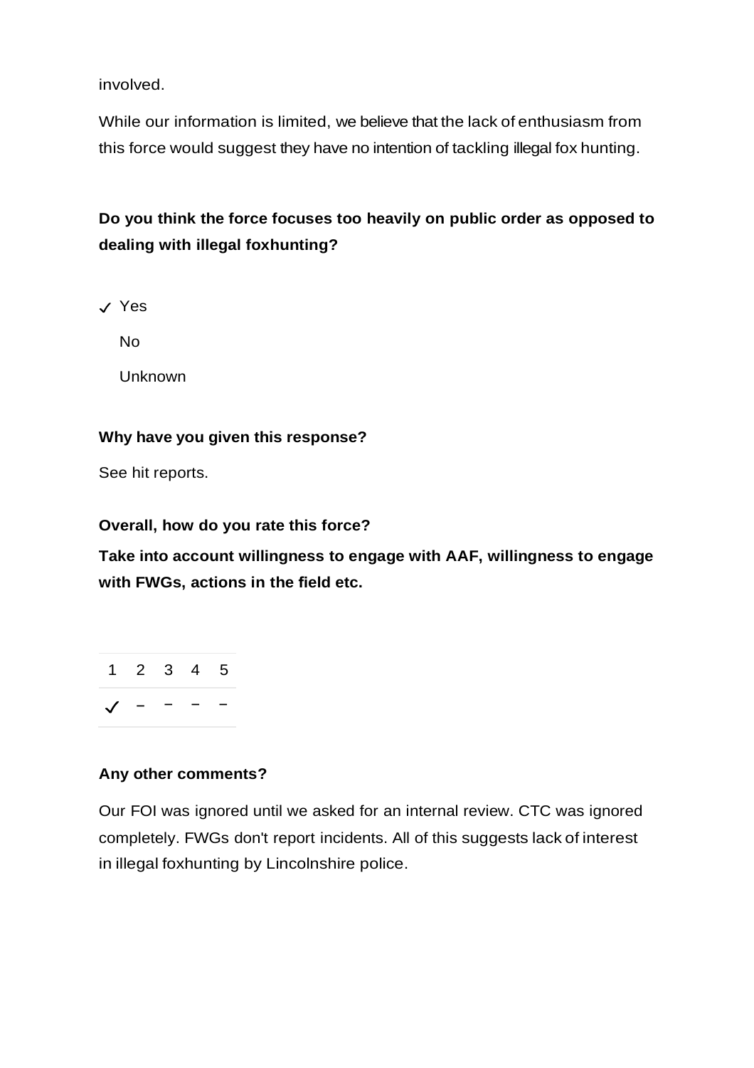involved.

While our information is limited, we believe that the lack of enthusiasm from this force would suggest they have no intention of tackling illegal fox hunting.

**Do you think the force focuses too heavily on public order as opposed to dealing with illegal foxhunting?**

✓ Yes

No

Unknown

**Why have you given this response?**

See hit reports.

**Overall, how do you rate this force?**

**Take into account willingness to engage with AAF, willingness to engage with FWGs, actions in the field etc.**

| 1 | 2 | 3 | 4 | 5 |
|---|---|---|---|---|
| ✓ | – | – | – | – |

**Any other comments?**

Our FOI was ignored until we asked for an internal review. CTC was ignored completely. FWGs don't report incidents. All of this suggests lack of interest in illegal foxhunting by Lincolnshire police.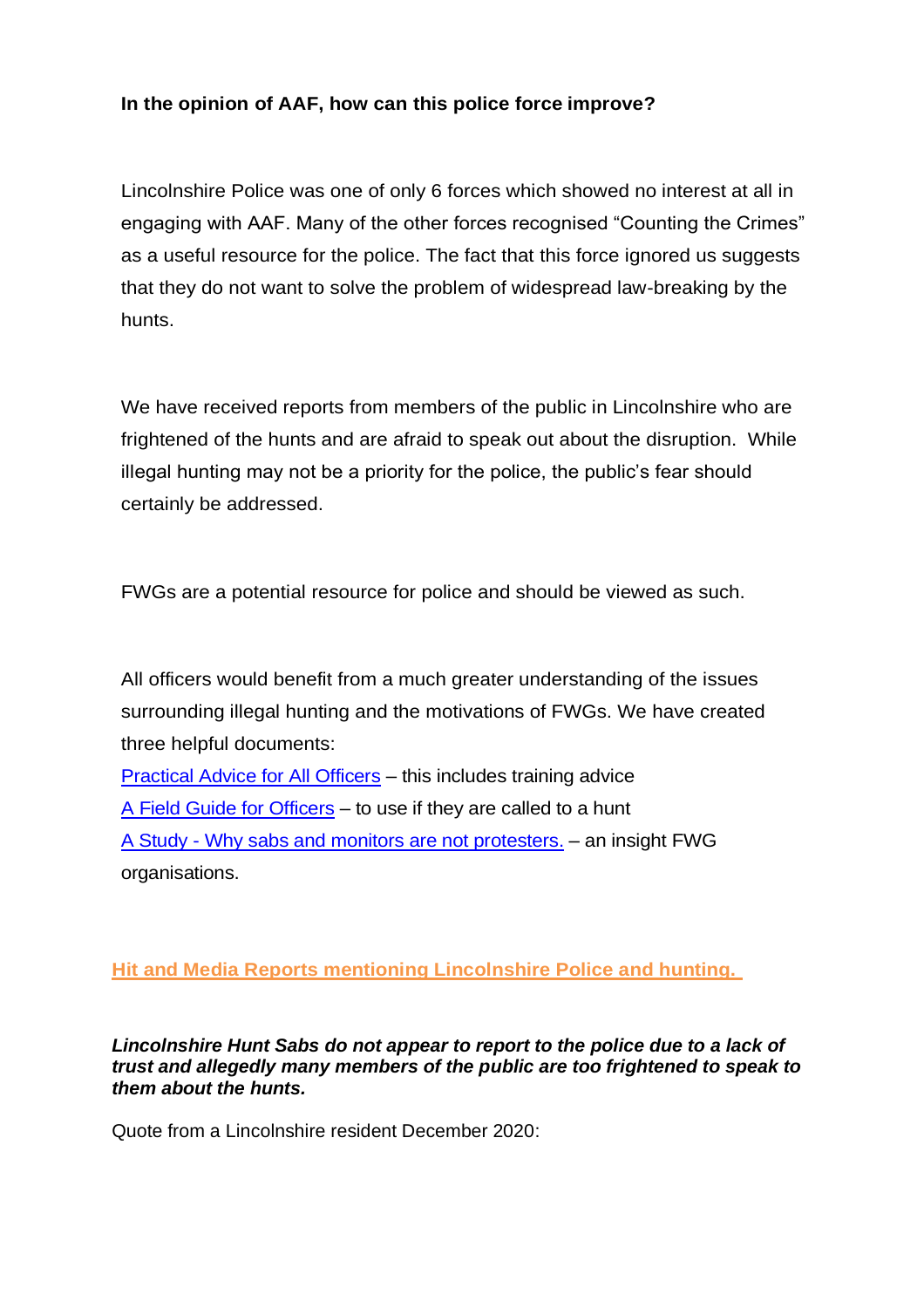**In the opinion of AAF, how can this police force improve?**

Lincolnshire Police was one of only 6 forces which showed no interest at all in engaging with AAF. Many of the other forces recognised "Counting the Crimes" as a useful resource for the police. The fact that this force ignored us suggests that they do not want to solve the problem of widespread law-breaking by the hunts.

We have received reports from members of the public in Lincolnshire who are frightened of the hunts and are afraid to speak out about the disruption. While illegal hunting may not be a priority for the police, the public's fear should certainly be addressed.

FWGs are a potential resource for police and should be viewed as such.

All officers would benefit from a much greater understanding of the issues surrounding illegal hunting and the motivations of FWGs. We have created three helpful documents:
Practical Advice for All Officers – this includes training advice
A Field Guide for Officers – to use if they are called to a hunt
A Study - Why sabs and monitors are not protesters. – an insight FWG organisations.

**Hit and Media Reports mentioning Lincolnshire Police and hunting.**

***Lincolnshire Hunt Sabs do not appear to report to the police due to a lack of trust and allegedly many members of the public are too frightened to speak to them about the hunts.***

Quote from a Lincolnshire resident December 2020: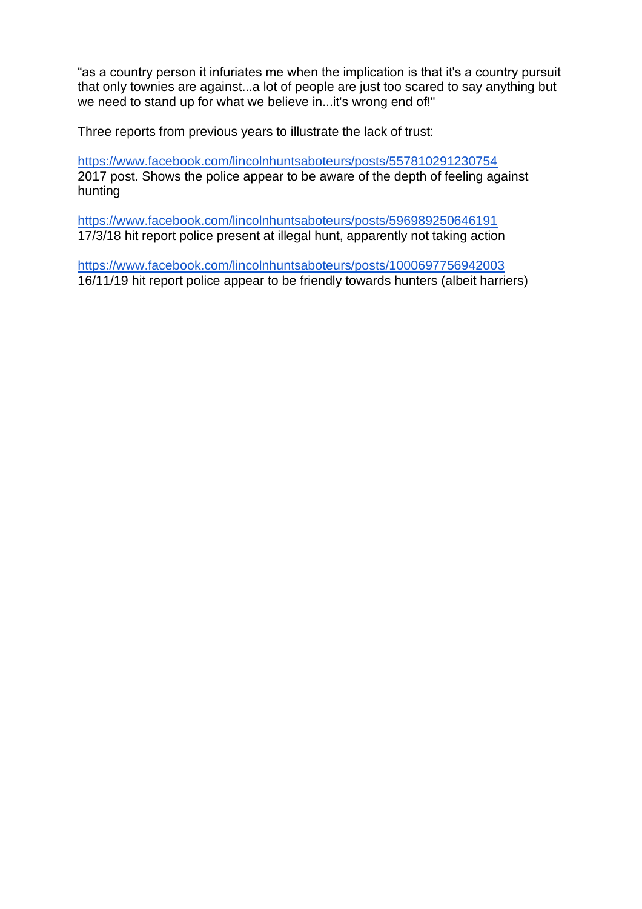“as a country person it infuriates me when the implication is that it's a country pursuit that only townies are against...a lot of people are just too scared to say anything but we need to stand up for what we believe in...it's wrong end of!"

Three reports from previous years to illustrate the lack of trust:

[https://www.facebook.com/lincolnhuntsaboteurs/posts/557810291230754](https://www.facebook.com/lincolnhuntsaboteurs/posts/557810291230754)
2017 post. Shows the police appear to be aware of the depth of feeling against hunting

[https://www.facebook.com/lincolnhuntsaboteurs/posts/596989250646191](https://www.facebook.com/lincolnhuntsaboteurs/posts/596989250646191)
17/3/18 hit report police present at illegal hunt, apparently not taking action

[https://www.facebook.com/lincolnhuntsaboteurs/posts/1000697756942003](https://www.facebook.com/lincolnhuntsaboteurs/posts/1000697756942003)
16/11/19 hit report police appear to be friendly towards hunters (albeit harriers)